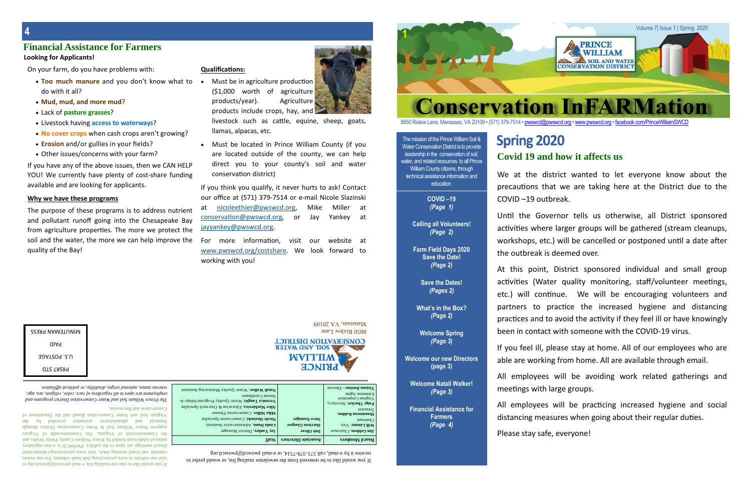## Financial Assistance for Farmers

**Looking for Applicants!**

On your farm, do you have problems with:

- **Too much manure** and you don't know what to do with it all?
- **Mud, mud, and more mud**?
- Lack of **pasture grasses**?
- Livestock having **access to waterways**?
- **No cover crops** when cash crops aren't growing?
- **Erosion** and/or gullies in your fields?
- Other issues/concerns with your farm?

If you have any of the above issues, then we CAN HELP YOU! We currently have plenty of cost-share funding available and are looking for applicants.

**Why we have these programs**

The purpose of these programs is to address nutrient and pollutant runoff going into the Chesapeake Bay from agriculture properties. The more we protect the soil and the water, the more we can help improve the quality of the Bay!

**Qualifications:**

- Must be in agriculture production ($1,000 worth of agriculture products/year). Agriculture products include crops, hay, and livestock such as cattle, equine, sheep, goats, llamas, alpacas, etc.
- Must be located in Prince William County (if you are located outside of the county, we can help direct you to your county's soil and water conservation district)

If you think you qualify, it never hurts to ask! Contact our office at (571) 379-7514 or e-mail Nicole Slazinski at nicoleethier@pwswcd.org, Mike Miller at conservation@pwswcd.org, or Jay Yankey at jayyankey@pwswcd.org.

For more information, visit our website at www.pwswcd.org/costshare. We look forward to working with you!

*If you would like to join our mailing list, e-mail pwswcd@pwswcd.org or visit our website at www.pwswcd.org (left hand column). For our events calendar and board meeting dates, visit www.pwswcd.org/calendar.html (board meetings are open to the public). PWSWCD is a non-regulatory political subdivision funded by Prince William County Public Works and the Commonwealth of Virginia. The Commonwealth of Virginia supports Prince William Soil & Water Conservation District through financial and administrative assistance provided by the Virginia Soil and Water Conservation Board and the Department of Conservation and Recreation.*

*The Prince William Soil and Water Conservation District programs and employment are open to all regardless of race, color, religion, sex, age, veteran status, national origin, disability, or political affiliation.*

If you would like to be removed from the newsletter mailing list, or would prefer to receive it by e-mail, call 571-379-7514, or e-mail pwswcd@pwswcd.org.

| Board Members | Associate Directors | Staff |
|---|---|---|
| **Jim Gehlsen**, Chairman | **Deb Oliver** | **Jay Yankey**, District Manager |
| **Will Lintner**, Vice Chairman | **Harrison Glasgow** | **Linda Dunn**, Administrative Assistant |
| **Mansimran Kahlon**, Treasurer | **Steve Danziger** | **Nicole Slazinski**, Conservation Specialist |
| **Paige Thacker**, Secretary, Virginia Cooperative Extension Agent | | **Mike Miller**, Conservation Planner |
| **Tiziana Bottino**—Director | | **Alice Marcinkevic**, Education & Outreach Specialist |
| | | **Veronica Tangiri**, Water Quality Program/Adopt-A-Stream Coordinator |
| | | **Natali Walker**, Water Quality Monitoring Assistant |

PRINCE WILLIAM SOIL AND WATER CONSERVATION DISTRICT
8850 Rixlew Lane
Manassas, VA 20109

PRSRT STD
U.S. POSTAGE
PAID
MINUTEMAN PRESS

# Conservation InFARMation

PRINCE WILLIAM SOIL AND WATER CONSERVATION DISTRICT

Volume 7| Issue 1 | Spring 2020

8850 Rixlew Lane, Manassas, VA 20109 • (571) 379-7514 • pwswcd@pwswcd.org • www.pwswcd.org • facebook.com/PrinceWilliamSWCD

The mission of the Prince William Soil & Water Conservation District is to provide leadership in the conservation of soil, water, and related resources to all Prince William County citizens, through technical assistance information and education.

**COVID –19** *(Page 1)*

**Calling all Volunteers!** *(Page 2)*

**Farm Field Days 2020 Save the Date!** *(Page 2)*

**Save the Dates!** *(Pages 2)*

**What's in the Box?** *(Page 2)*

**Welcome Spring** *(Page 3)*

**Welcome our new Directors** (page 3)

**Welcome Natali Walker!** *(Page 3)*

**Financial Assistance for Farmers** *(Page 4)*

# Spring 2020

## Covid 19 and how it affects us

We at the district wanted to let everyone know about the precautions that we are taking here at the District due to the COVID –19 outbreak.

Until the Governor tells us otherwise, all District sponsored activities where larger groups will be gathered (stream cleanups, workshops, etc.) will be cancelled or postponed until a date after the outbreak is deemed over.

At this point, District sponsored individual and small group activities (Water quality monitoring, staff/volunteer meetings, etc.) will continue. We will be encouraging volunteers and partners to practice the increased hygiene and distancing practices and to avoid the activity if they feel ill or have knowingly been in contact with someone with the COVID-19 virus.

If you feel ill, please stay at home. All of our employees who are able are working from home. All are available through email.

All employees will be avoiding work related gatherings and meetings with large groups.

All employees will be practicing increased hygiene and social distancing measures when going about their regular duties.

Please stay safe, everyone!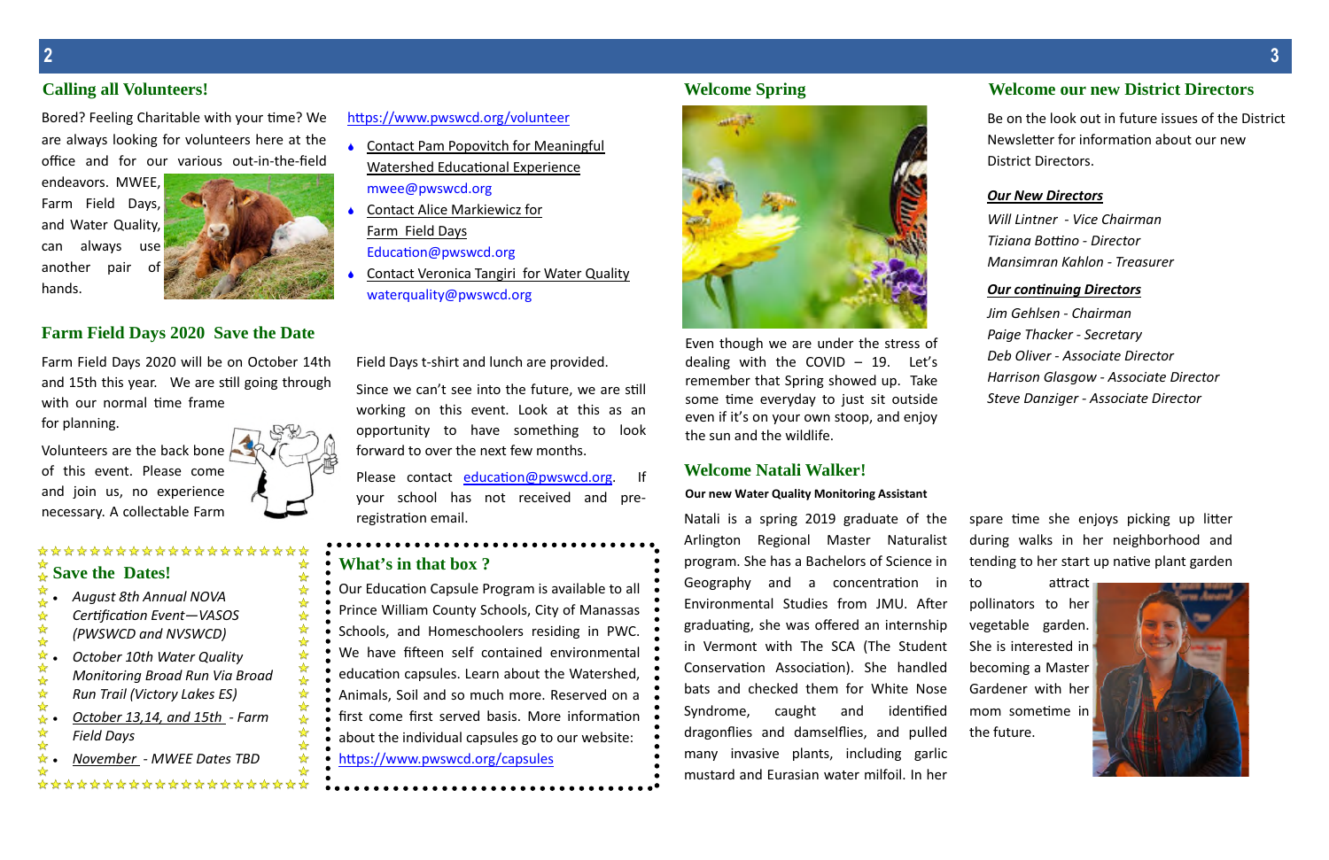## Calling all Volunteers!

Bored? Feeling Charitable with your time? We are always looking for volunteers here at the office and for our various out-in-the-field endeavors. MWEE, Farm Field Days, and Water Quality, can always use another pair of hands.

https://www.pwswcd.org/volunteer

- Contact Pam Popovitch for Meaningful Watershed Educational Experience mwee@pwswcd.org
- Contact Alice Markiewicz for Farm Field Days Education@pwswcd.org
- Contact Veronica Tangiri for Water Quality waterquality@pwswcd.org

## Farm Field Days 2020 Save the Date

Farm Field Days 2020 will be on October 14th and 15th this year. We are still going through with our normal time frame for planning.

Volunteers are the back bone of this event. Please come and join us, no experience necessary. A collectable Farm Field Days t-shirt and lunch are provided.

Since we can't see into the future, we are still working on this event. Look at this as an opportunity to have something to look forward to over the next few months.

Please contact education@pwswcd.org. If your school has not received and pre-registration email.

## Save the Dates!

- *August 8th Annual NOVA Certification Event—VASOS (PWSWCD and NVSWCD)*
- *October 10th Water Quality Monitoring Broad Run Via Broad Run Trail (Victory Lakes ES)*
- *October 13,14, and 15th - Farm Field Days*
- *November - MWEE Dates TBD*

## What's in that box ?

Our Education Capsule Program is available to all Prince William County Schools, City of Manassas Schools, and Homeschoolers residing in PWC. We have fifteen self contained environmental education capsules. Learn about the Watershed, Animals, Soil and so much more. Reserved on a first come first served basis. More information about the individual capsules go to our website: https://www.pwswcd.org/capsules

## Welcome Spring

Even though we are under the stress of dealing with the COVID – 19. Let's remember that Spring showed up. Take some time everyday to just sit outside even if it's on your own stoop, and enjoy the sun and the wildlife.

## Welcome Natali Walker!

**Our new Water Quality Monitoring Assistant**

Natali is a spring 2019 graduate of the Arlington Regional Master Naturalist program. She has a Bachelors of Science in Geography and a concentration in Environmental Studies from JMU. After graduating, she was offered an internship in Vermont with The SCA (The Student Conservation Association). She handled bats and checked them for White Nose Syndrome, caught and identified dragonflies and damselflies, and pulled many invasive plants, including garlic mustard and Eurasian water milfoil. In her spare time she enjoys picking up litter during walks in her neighborhood and tending to her start up native plant garden to attract pollinators to her vegetable garden. She is interested in becoming a Master Gardener with her mom sometime in the future.

## Welcome our new District Directors

Be on the look out in future issues of the District Newsletter for information about our new District Directors.

***Our New Directors***

*Will Lintner - Vice Chairman*
*Tiziana Bottino - Director*
*Mansimran Kahlon - Treasurer*

***Our continuing Directors***

*Jim Gehlsen - Chairman*
*Paige Thacker - Secretary*
*Deb Oliver - Associate Director*
*Harrison Glasgow - Associate Director*
*Steve Danziger - Associate Director*